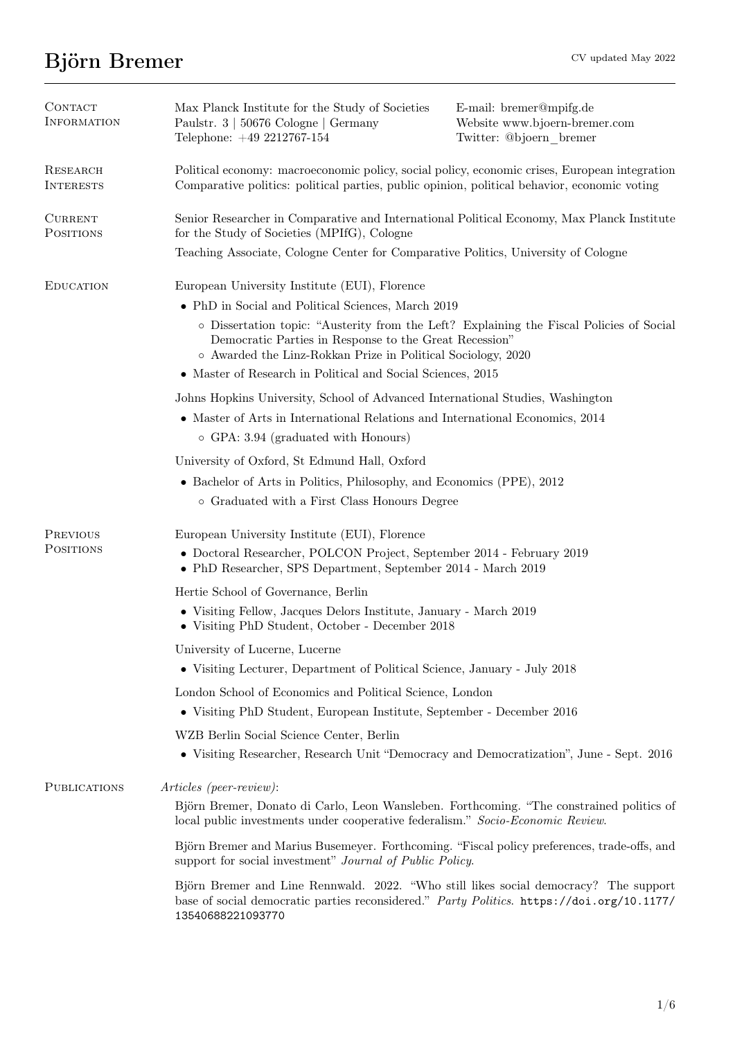# Björn Bremer

CV updated May 2022

## Contact Information

Max Planck Institute for the Study of Societies
Paulstr. 3 | 50676 Cologne | Germany
Telephone: +49 2212767-154

E-mail: bremer@mpifg.de
Website www.bjoern-bremer.com
Twitter: @bjoern_bremer

## Research Interests

Political economy: macroeconomic policy, social policy, economic crises, European integration
Comparative politics: political parties, public opinion, political behavior, economic voting

## Current Positions

Senior Researcher in Comparative and International Political Economy, Max Planck Institute for the Study of Societies (MPIfG), Cologne

Teaching Associate, Cologne Center for Comparative Politics, University of Cologne

## Education

European University Institute (EUI), Florence

- PhD in Social and Political Sciences, March 2019
  - Dissertation topic: "Austerity from the Left? Explaining the Fiscal Policies of Social Democratic Parties in Response to the Great Recession"
  - Awarded the Linz-Rokkan Prize in Political Sociology, 2020
- Master of Research in Political and Social Sciences, 2015

Johns Hopkins University, School of Advanced International Studies, Washington

- Master of Arts in International Relations and International Economics, 2014
  - GPA: 3.94 (graduated with Honours)

University of Oxford, St Edmund Hall, Oxford

- Bachelor of Arts in Politics, Philosophy, and Economics (PPE), 2012
  - Graduated with a First Class Honours Degree

## Previous Positions

European University Institute (EUI), Florence

- Doctoral Researcher, POLCON Project, September 2014 - February 2019
- PhD Researcher, SPS Department, September 2014 - March 2019

Hertie School of Governance, Berlin

- Visiting Fellow, Jacques Delors Institute, January - March 2019
- Visiting PhD Student, October - December 2018

University of Lucerne, Lucerne

- Visiting Lecturer, Department of Political Science, January - July 2018

London School of Economics and Political Science, London

- Visiting PhD Student, European Institute, September - December 2016

WZB Berlin Social Science Center, Berlin

- Visiting Researcher, Research Unit "Democracy and Democratization", June - Sept. 2016

## Publications

*Articles (peer-review)*:

Björn Bremer, Donato di Carlo, Leon Wansleben. Forthcoming. "The constrained politics of local public investments under cooperative federalism." *Socio-Economic Review*.

Björn Bremer and Marius Busemeyer. Forthcoming. "Fiscal policy preferences, trade-offs, and support for social investment" *Journal of Public Policy*.

Björn Bremer and Line Rennwald. 2022. "Who still likes social democracy? The support base of social democratic parties reconsidered." *Party Politics*. https://doi.org/10.1177/13540688221093770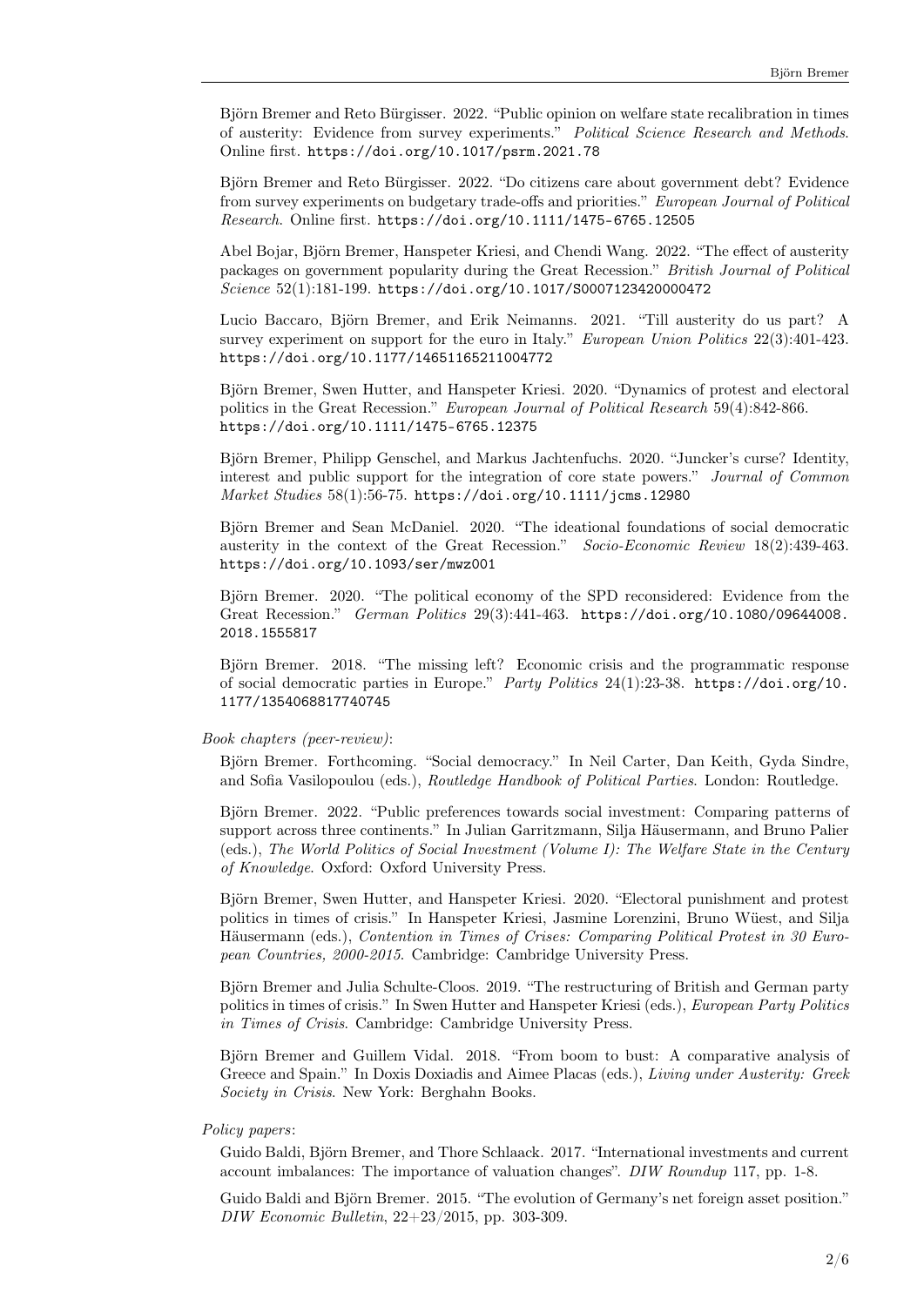Björn Bremer and Reto Bürgisser. 2022. "Public opinion on welfare state recalibration in times of austerity: Evidence from survey experiments." *Political Science Research and Methods*. Online first. https://doi.org/10.1017/psrm.2021.78

Björn Bremer and Reto Bürgisser. 2022. "Do citizens care about government debt? Evidence from survey experiments on budgetary trade-offs and priorities." *European Journal of Political Research*. Online first. https://doi.org/10.1111/1475-6765.12505

Abel Bojar, Björn Bremer, Hanspeter Kriesi, and Chendi Wang. 2022. "The effect of austerity packages on government popularity during the Great Recession." *British Journal of Political Science* 52(1):181-199. https://doi.org/10.1017/S0007123420000472

Lucio Baccaro, Björn Bremer, and Erik Neimanns. 2021. "Till austerity do us part? A survey experiment on support for the euro in Italy." *European Union Politics* 22(3):401-423. https://doi.org/10.1177/14651165211004772

Björn Bremer, Swen Hutter, and Hanspeter Kriesi. 2020. "Dynamics of protest and electoral politics in the Great Recession." *European Journal of Political Research* 59(4):842-866. https://doi.org/10.1111/1475-6765.12375

Björn Bremer, Philipp Genschel, and Markus Jachtenfuchs. 2020. "Juncker's curse? Identity, interest and public support for the integration of core state powers." *Journal of Common Market Studies* 58(1):56-75. https://doi.org/10.1111/jcms.12980

Björn Bremer and Sean McDaniel. 2020. "The ideational foundations of social democratic austerity in the context of the Great Recession." *Socio-Economic Review* 18(2):439-463. https://doi.org/10.1093/ser/mwz001

Björn Bremer. 2020. "The political economy of the SPD reconsidered: Evidence from the Great Recession." *German Politics* 29(3):441-463. https://doi.org/10.1080/09644008.2018.1555817

Björn Bremer. 2018. "The missing left? Economic crisis and the programmatic response of social democratic parties in Europe." *Party Politics* 24(1):23-38. https://doi.org/10.1177/1354068817740745

*Book chapters (peer-review)*:

Björn Bremer. Forthcoming. "Social democracy." In Neil Carter, Dan Keith, Gyda Sindre, and Sofia Vasilopoulou (eds.), *Routledge Handbook of Political Parties*. London: Routledge.

Björn Bremer. 2022. "Public preferences towards social investment: Comparing patterns of support across three continents." In Julian Garritzmann, Silja Häusermann, and Bruno Palier (eds.), *The World Politics of Social Investment (Volume I): The Welfare State in the Century of Knowledge*. Oxford: Oxford University Press.

Björn Bremer, Swen Hutter, and Hanspeter Kriesi. 2020. "Electoral punishment and protest politics in times of crisis." In Hanspeter Kriesi, Jasmine Lorenzini, Bruno Wüest, and Silja Häusermann (eds.), *Contention in Times of Crises: Comparing Political Protest in 30 European Countries, 2000-2015*. Cambridge: Cambridge University Press.

Björn Bremer and Julia Schulte-Cloos. 2019. "The restructuring of British and German party politics in times of crisis." In Swen Hutter and Hanspeter Kriesi (eds.), *European Party Politics in Times of Crisis*. Cambridge: Cambridge University Press.

Björn Bremer and Guillem Vidal. 2018. "From boom to bust: A comparative analysis of Greece and Spain." In Doxis Doxiadis and Aimee Placas (eds.), *Living under Austerity: Greek Society in Crisis*. New York: Berghahn Books.

*Policy papers*:

Guido Baldi, Björn Bremer, and Thore Schlaack. 2017. "International investments and current account imbalances: The importance of valuation changes". *DIW Roundup* 117, pp. 1-8.

Guido Baldi and Björn Bremer. 2015. "The evolution of Germany's net foreign asset position." *DIW Economic Bulletin*, 22+23/2015, pp. 303-309.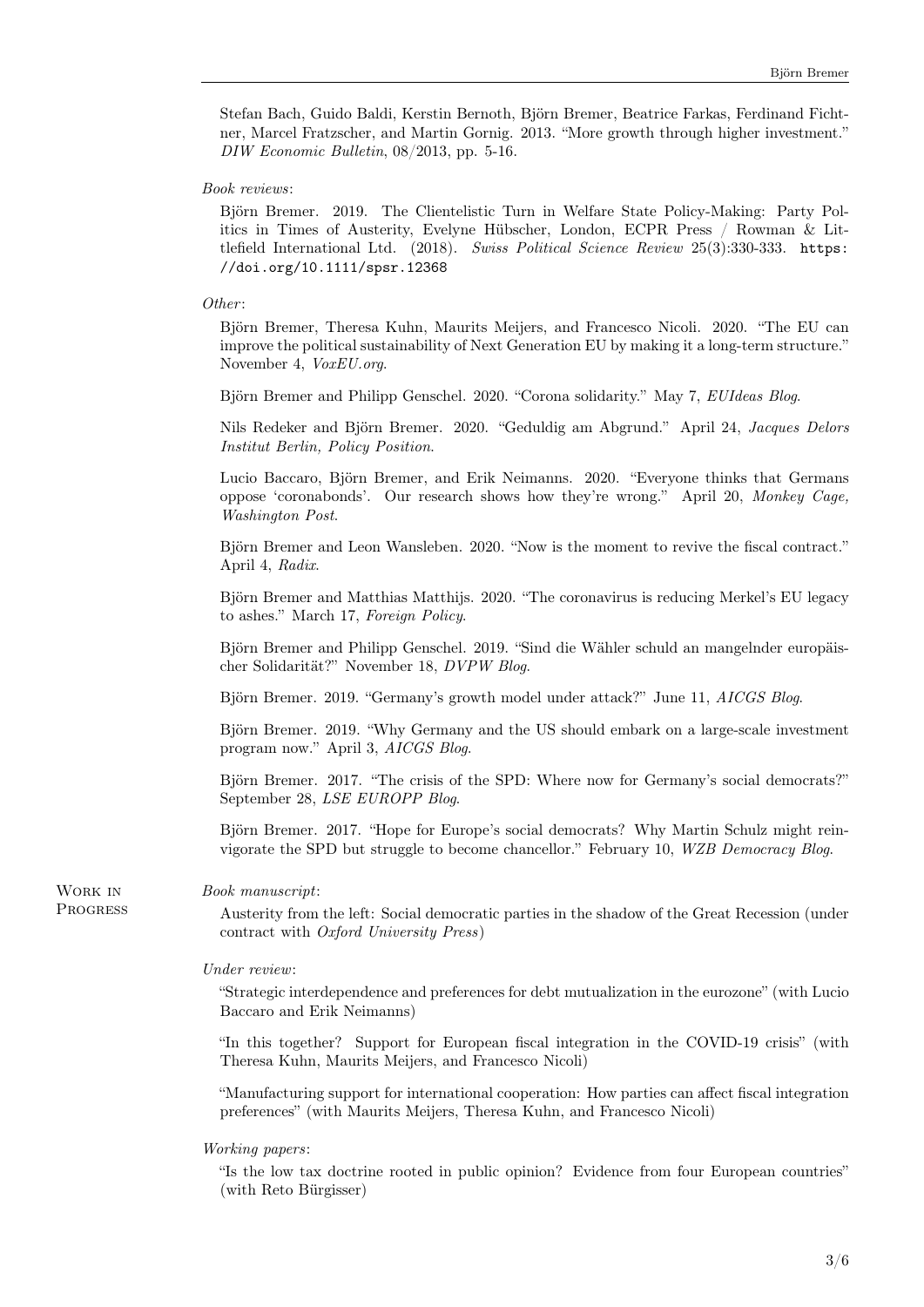Stefan Bach, Guido Baldi, Kerstin Bernoth, Björn Bremer, Beatrice Farkas, Ferdinand Fichtner, Marcel Fratzscher, and Martin Gornig. 2013. "More growth through higher investment." *DIW Economic Bulletin*, 08/2013, pp. 5-16.

*Book reviews*:

Björn Bremer. 2019. The Clientelistic Turn in Welfare State Policy-Making: Party Politics in Times of Austerity, Evelyne Hübscher, London, ECPR Press / Rowman & Littlefield International Ltd. (2018). *Swiss Political Science Review* 25(3):330-333. https://doi.org/10.1111/spsr.12368

*Other*:

Björn Bremer, Theresa Kuhn, Maurits Meijers, and Francesco Nicoli. 2020. "The EU can improve the political sustainability of Next Generation EU by making it a long-term structure." November 4, *VoxEU.org*.

Björn Bremer and Philipp Genschel. 2020. "Corona solidarity." May 7, *EUIdeas Blog*.

Nils Redeker and Björn Bremer. 2020. "Geduldig am Abgrund." April 24, *Jacques Delors Institut Berlin, Policy Position*.

Lucio Baccaro, Björn Bremer, and Erik Neimanns. 2020. "Everyone thinks that Germans oppose 'coronabonds'. Our research shows how they're wrong." April 20, *Monkey Cage, Washington Post*.

Björn Bremer and Leon Wansleben. 2020. "Now is the moment to revive the fiscal contract." April 4, *Radix*.

Björn Bremer and Matthias Matthijs. 2020. "The coronavirus is reducing Merkel's EU legacy to ashes." March 17, *Foreign Policy*.

Björn Bremer and Philipp Genschel. 2019. "Sind die Wähler schuld an mangelnder europäischer Solidarität?" November 18, *DVPW Blog*.

Björn Bremer. 2019. "Germany's growth model under attack?" June 11, *AICGS Blog*.

Björn Bremer. 2019. "Why Germany and the US should embark on a large-scale investment program now." April 3, *AICGS Blog*.

Björn Bremer. 2017. "The crisis of the SPD: Where now for Germany's social democrats?" September 28, *LSE EUROPP Blog*.

Björn Bremer. 2017. "Hope for Europe's social democrats? Why Martin Schulz might reinvigorate the SPD but struggle to become chancellor." February 10, *WZB Democracy Blog*.

## Work in Progress

*Book manuscript*:

Austerity from the left: Social democratic parties in the shadow of the Great Recession (under contract with *Oxford University Press*)

*Under review*:

"Strategic interdependence and preferences for debt mutualization in the eurozone" (with Lucio Baccaro and Erik Neimanns)

"In this together? Support for European fiscal integration in the COVID-19 crisis" (with Theresa Kuhn, Maurits Meijers, and Francesco Nicoli)

"Manufacturing support for international cooperation: How parties can affect fiscal integration preferences" (with Maurits Meijers, Theresa Kuhn, and Francesco Nicoli)

*Working papers*:

"Is the low tax doctrine rooted in public opinion? Evidence from four European countries" (with Reto Bürgisser)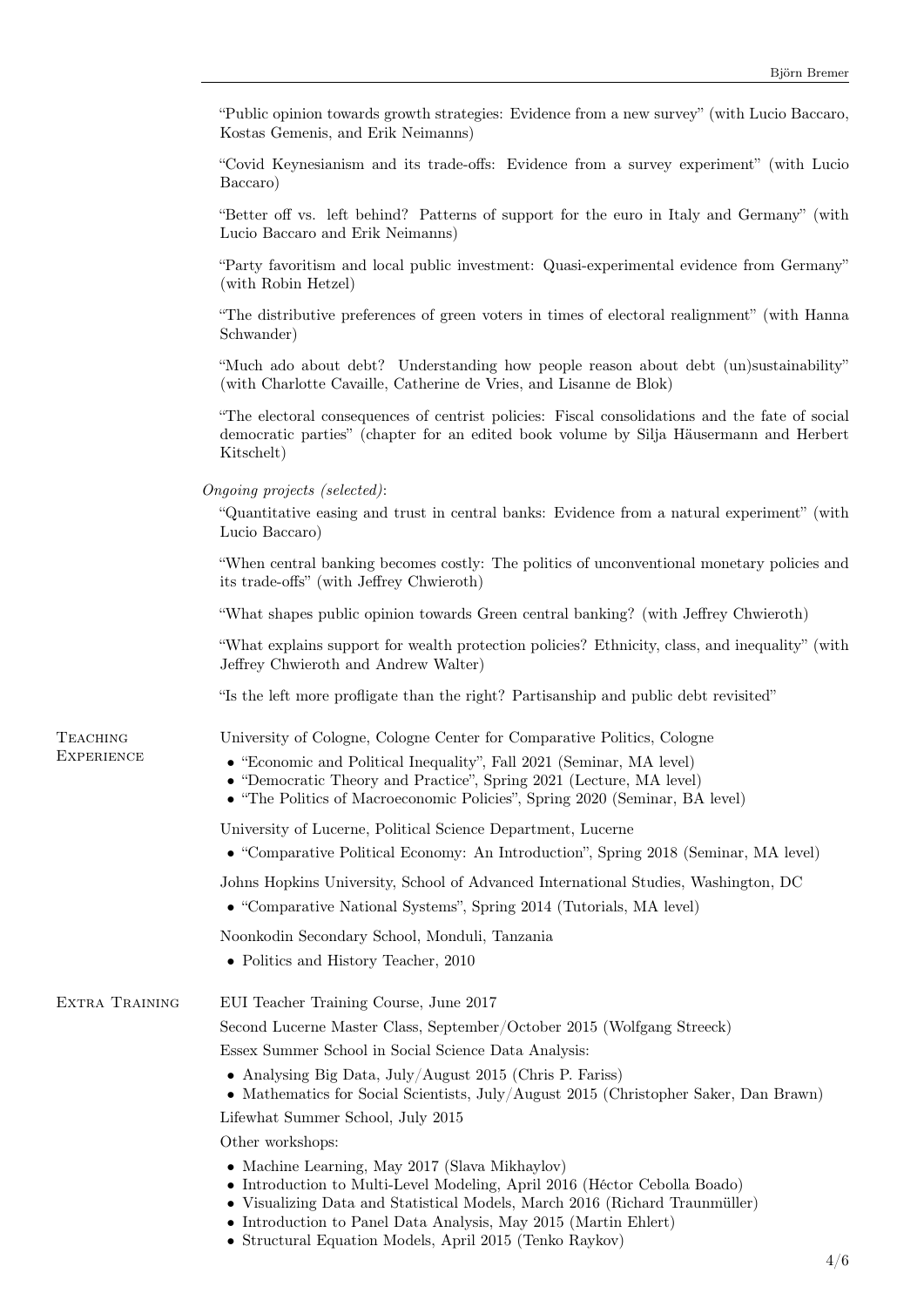"Public opinion towards growth strategies: Evidence from a new survey" (with Lucio Baccaro, Kostas Gemenis, and Erik Neimanns)

"Covid Keynesianism and its trade-offs: Evidence from a survey experiment" (with Lucio Baccaro)

"Better off vs. left behind? Patterns of support for the euro in Italy and Germany" (with Lucio Baccaro and Erik Neimanns)

"Party favoritism and local public investment: Quasi-experimental evidence from Germany" (with Robin Hetzel)

"The distributive preferences of green voters in times of electoral realignment" (with Hanna Schwander)

"Much ado about debt? Understanding how people reason about debt (un)sustainability" (with Charlotte Cavaille, Catherine de Vries, and Lisanne de Blok)

"The electoral consequences of centrist policies: Fiscal consolidations and the fate of social democratic parties" (chapter for an edited book volume by Silja Häusermann and Herbert Kitschelt)

*Ongoing projects (selected)*:

"Quantitative easing and trust in central banks: Evidence from a natural experiment" (with Lucio Baccaro)

"When central banking becomes costly: The politics of unconventional monetary policies and its trade-offs" (with Jeffrey Chwieroth)

"What shapes public opinion towards Green central banking? (with Jeffrey Chwieroth)

"What explains support for wealth protection policies? Ethnicity, class, and inequality" (with Jeffrey Chwieroth and Andrew Walter)

"Is the left more profligate than the right? Partisanship and public debt revisited"

## Teaching Experience

University of Cologne, Cologne Center for Comparative Politics, Cologne

- "Economic and Political Inequality", Fall 2021 (Seminar, MA level)
- "Democratic Theory and Practice", Spring 2021 (Lecture, MA level)
- "The Politics of Macroeconomic Policies", Spring 2020 (Seminar, BA level)

University of Lucerne, Political Science Department, Lucerne

- "Comparative Political Economy: An Introduction", Spring 2018 (Seminar, MA level)

Johns Hopkins University, School of Advanced International Studies, Washington, DC

- "Comparative National Systems", Spring 2014 (Tutorials, MA level)

Noonkodin Secondary School, Monduli, Tanzania

- Politics and History Teacher, 2010

## Extra Training

EUI Teacher Training Course, June 2017

Second Lucerne Master Class, September/October 2015 (Wolfgang Streeck)

Essex Summer School in Social Science Data Analysis:

- Analysing Big Data, July/August 2015 (Chris P. Fariss)
- Mathematics for Social Scientists, July/August 2015 (Christopher Saker, Dan Brawn)

Lifewhat Summer School, July 2015

Other workshops:

- Machine Learning, May 2017 (Slava Mikhaylov)
- Introduction to Multi-Level Modeling, April 2016 (Héctor Cebolla Boado)
- Visualizing Data and Statistical Models, March 2016 (Richard Traunmüller)
- Introduction to Panel Data Analysis, May 2015 (Martin Ehlert)
- Structural Equation Models, April 2015 (Tenko Raykov)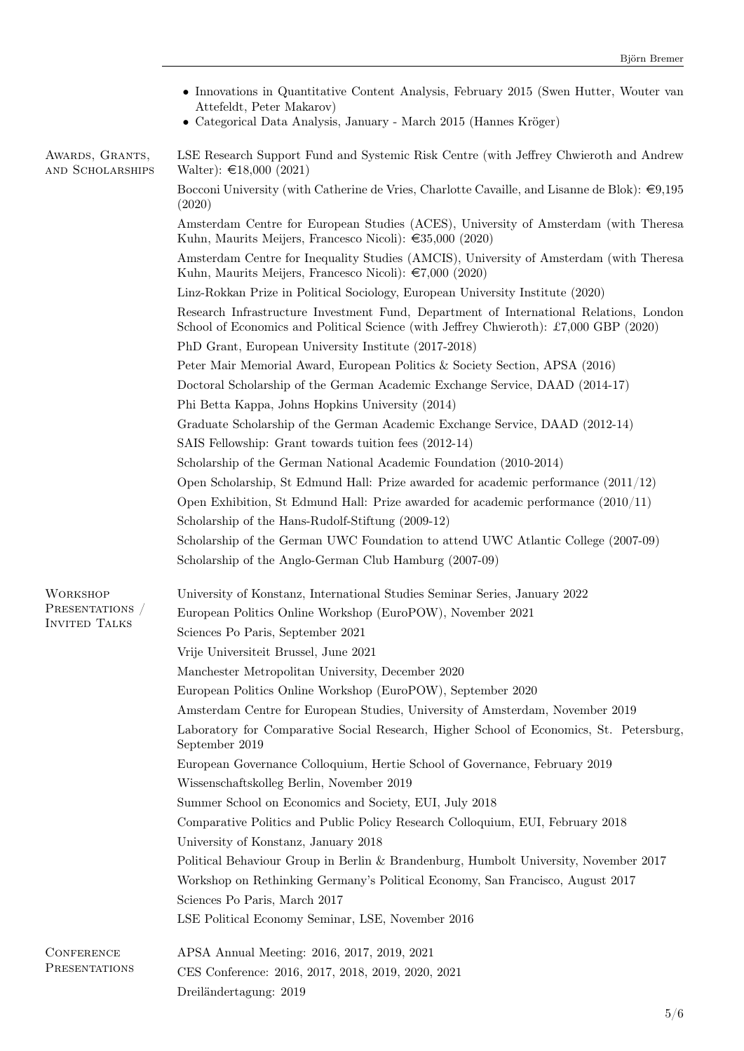- Innovations in Quantitative Content Analysis, February 2015 (Swen Hutter, Wouter van Attefeldt, Peter Makarov)
- Categorical Data Analysis, January - March 2015 (Hannes Kröger)

## Awards, Grants, and Scholarships

LSE Research Support Fund and Systemic Risk Centre (with Jeffrey Chwieroth and Andrew Walter): €18,000 (2021)

Bocconi University (with Catherine de Vries, Charlotte Cavaille, and Lisanne de Blok): €9,195 (2020)

Amsterdam Centre for European Studies (ACES), University of Amsterdam (with Theresa Kuhn, Maurits Meijers, Francesco Nicoli): €35,000 (2020)

Amsterdam Centre for Inequality Studies (AMCIS), University of Amsterdam (with Theresa Kuhn, Maurits Meijers, Francesco Nicoli): €7,000 (2020)

Linz-Rokkan Prize in Political Sociology, European University Institute (2020)

Research Infrastructure Investment Fund, Department of International Relations, London School of Economics and Political Science (with Jeffrey Chwieroth): £7,000 GBP (2020)

PhD Grant, European University Institute (2017-2018)

Peter Mair Memorial Award, European Politics & Society Section, APSA (2016)

Doctoral Scholarship of the German Academic Exchange Service, DAAD (2014-17)

Phi Betta Kappa, Johns Hopkins University (2014)

Graduate Scholarship of the German Academic Exchange Service, DAAD (2012-14)

SAIS Fellowship: Grant towards tuition fees (2012-14)

Scholarship of the German National Academic Foundation (2010-2014)

Open Scholarship, St Edmund Hall: Prize awarded for academic performance (2011/12)

Open Exhibition, St Edmund Hall: Prize awarded for academic performance (2010/11)

Scholarship of the Hans-Rudolf-Stiftung (2009-12)

Scholarship of the German UWC Foundation to attend UWC Atlantic College (2007-09)

Scholarship of the Anglo-German Club Hamburg (2007-09)

## Workshop Presentations / Invited Talks

University of Konstanz, International Studies Seminar Series, January 2022

European Politics Online Workshop (EuroPOW), November 2021

Sciences Po Paris, September 2021

Vrije Universiteit Brussel, June 2021

Manchester Metropolitan University, December 2020

European Politics Online Workshop (EuroPOW), September 2020

Amsterdam Centre for European Studies, University of Amsterdam, November 2019

Laboratory for Comparative Social Research, Higher School of Economics, St. Petersburg, September 2019

European Governance Colloquium, Hertie School of Governance, February 2019

Wissenschaftskolleg Berlin, November 2019

Summer School on Economics and Society, EUI, July 2018

Comparative Politics and Public Policy Research Colloquium, EUI, February 2018

University of Konstanz, January 2018

Political Behaviour Group in Berlin & Brandenburg, Humbolt University, November 2017

Workshop on Rethinking Germany's Political Economy, San Francisco, August 2017

Sciences Po Paris, March 2017

LSE Political Economy Seminar, LSE, November 2016

## Conference Presentations

APSA Annual Meeting: 2016, 2017, 2019, 2021

CES Conference: 2016, 2017, 2018, 2019, 2020, 2021

Dreiländertagung: 2019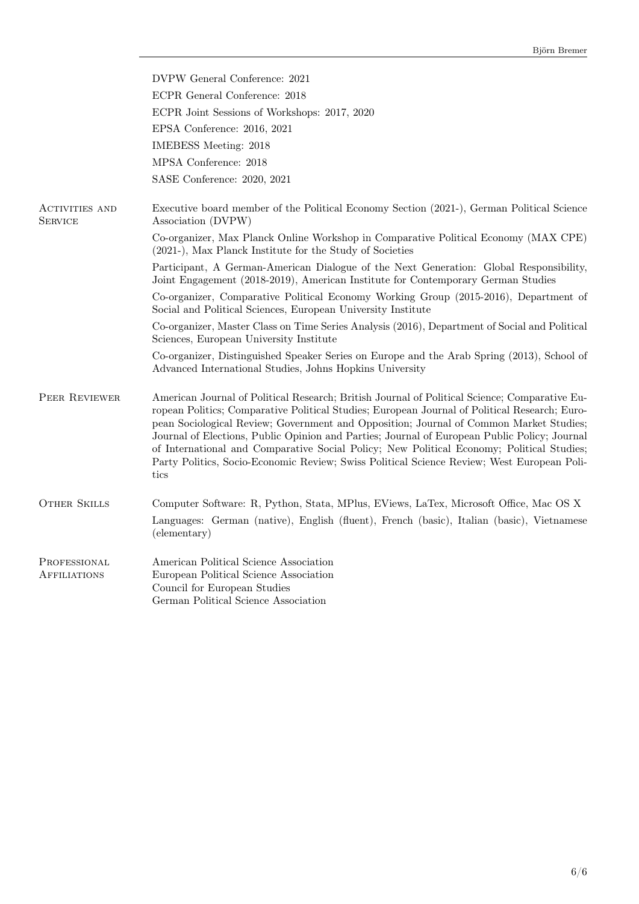DVPW General Conference: 2021

ECPR General Conference: 2018

ECPR Joint Sessions of Workshops: 2017, 2020

EPSA Conference: 2016, 2021

IMEBESS Meeting: 2018

MPSA Conference: 2018

SASE Conference: 2020, 2021

## Activities and Service

Executive board member of the Political Economy Section (2021-), German Political Science Association (DVPW)

Co-organizer, Max Planck Online Workshop in Comparative Political Economy (MAX CPE) (2021-), Max Planck Institute for the Study of Societies

Participant, A German-American Dialogue of the Next Generation: Global Responsibility, Joint Engagement (2018-2019), American Institute for Contemporary German Studies

Co-organizer, Comparative Political Economy Working Group (2015-2016), Department of Social and Political Sciences, European University Institute

Co-organizer, Master Class on Time Series Analysis (2016), Department of Social and Political Sciences, European University Institute

Co-organizer, Distinguished Speaker Series on Europe and the Arab Spring (2013), School of Advanced International Studies, Johns Hopkins University

## Peer Reviewer

American Journal of Political Research; British Journal of Political Science; Comparative European Politics; Comparative Political Studies; European Journal of Political Research; European Sociological Review; Government and Opposition; Journal of Common Market Studies; Journal of Elections, Public Opinion and Parties; Journal of European Public Policy; Journal of International and Comparative Social Policy; New Political Economy; Political Studies; Party Politics, Socio-Economic Review; Swiss Political Science Review; West European Politics

## Other Skills

Computer Software: R, Python, Stata, MPlus, EViews, LaTex, Microsoft Office, Mac OS X

Languages: German (native), English (fluent), French (basic), Italian (basic), Vietnamese (elementary)

## Professional Affiliations

American Political Science Association
European Political Science Association
Council for European Studies
German Political Science Association